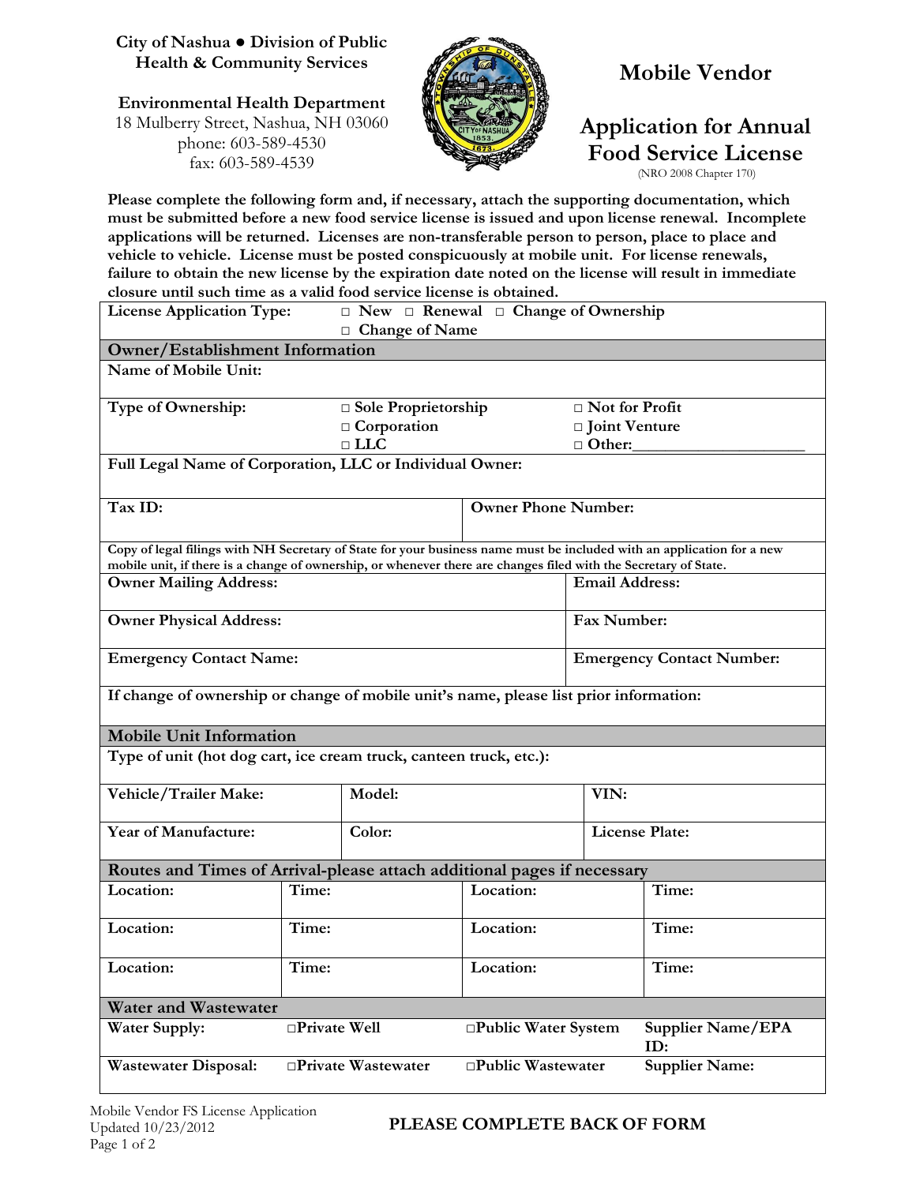**City of Nashua ● Division of Public Health & Community Services**

**Environmental Health Department**
18 Mulberry Street, Nashua, NH 03060
phone: 603-589-4530
fax: 603-589-4539

# Mobile Vendor

# Application for Annual Food Service License

(NRO 2008 Chapter 170)

**Please complete the following form and, if necessary, attach the supporting documentation, which must be submitted before a new food service license is issued and upon license renewal. Incomplete applications will be returned. Licenses are non-transferable person to person, place to place and vehicle to vehicle. License must be posted conspicuously at mobile unit. For license renewals, failure to obtain the new license by the expiration date noted on the license will result in immediate closure until such time as a valid food service license is obtained.**

| | | | |
|---|---|---|---|
| **License Application Type:** | □ New □ Renewal □ Change of Ownership □ Change of Name | | |
| **Owner/Establishment Information** | | | |
| **Name of Mobile Unit:** | | | |
| **Type of Ownership:** | □ Sole Proprietorship □ Corporation □ LLC | □ Not for Profit □ Joint Venture □ Other:________ | |
| **Full Legal Name of Corporation, LLC or Individual Owner:** | | | |
| **Tax ID:** | | **Owner Phone Number:** | |
| **Copy of legal filings with NH Secretary of State for your business name must be included with an application for a new mobile unit, if there is a change of ownership, or whenever there are changes filed with the Secretary of State.** | | | |
| **Owner Mailing Address:** | | **Email Address:** | |
| **Owner Physical Address:** | | **Fax Number:** | |
| **Emergency Contact Name:** | | **Emergency Contact Number:** | |
| **If change of ownership or change of mobile unit's name, please list prior information:** | | | |
| **Mobile Unit Information** | | | |
| **Type of unit (hot dog cart, ice cream truck, canteen truck, etc.):** | | | |
| **Vehicle/Trailer Make:** | **Model:** | **VIN:** | |
| **Year of Manufacture:** | **Color:** | **License Plate:** | |
| **Routes and Times of Arrival-please attach additional pages if necessary** | | | |
| **Location:** | **Time:** | **Location:** | **Time:** |
| **Location:** | **Time:** | **Location:** | **Time:** |
| **Location:** | **Time:** | **Location:** | **Time:** |
| **Water and Wastewater** | | | |
| **Water Supply:** | □Private Well | □Public Water System | **Supplier Name/EPA ID:** |
| **Wastewater Disposal:** | □Private Wastewater | □Public Wastewater | **Supplier Name:** |

Mobile Vendor FS License Application
Updated 10/23/2012

**PLEASE COMPLETE BACK OF FORM**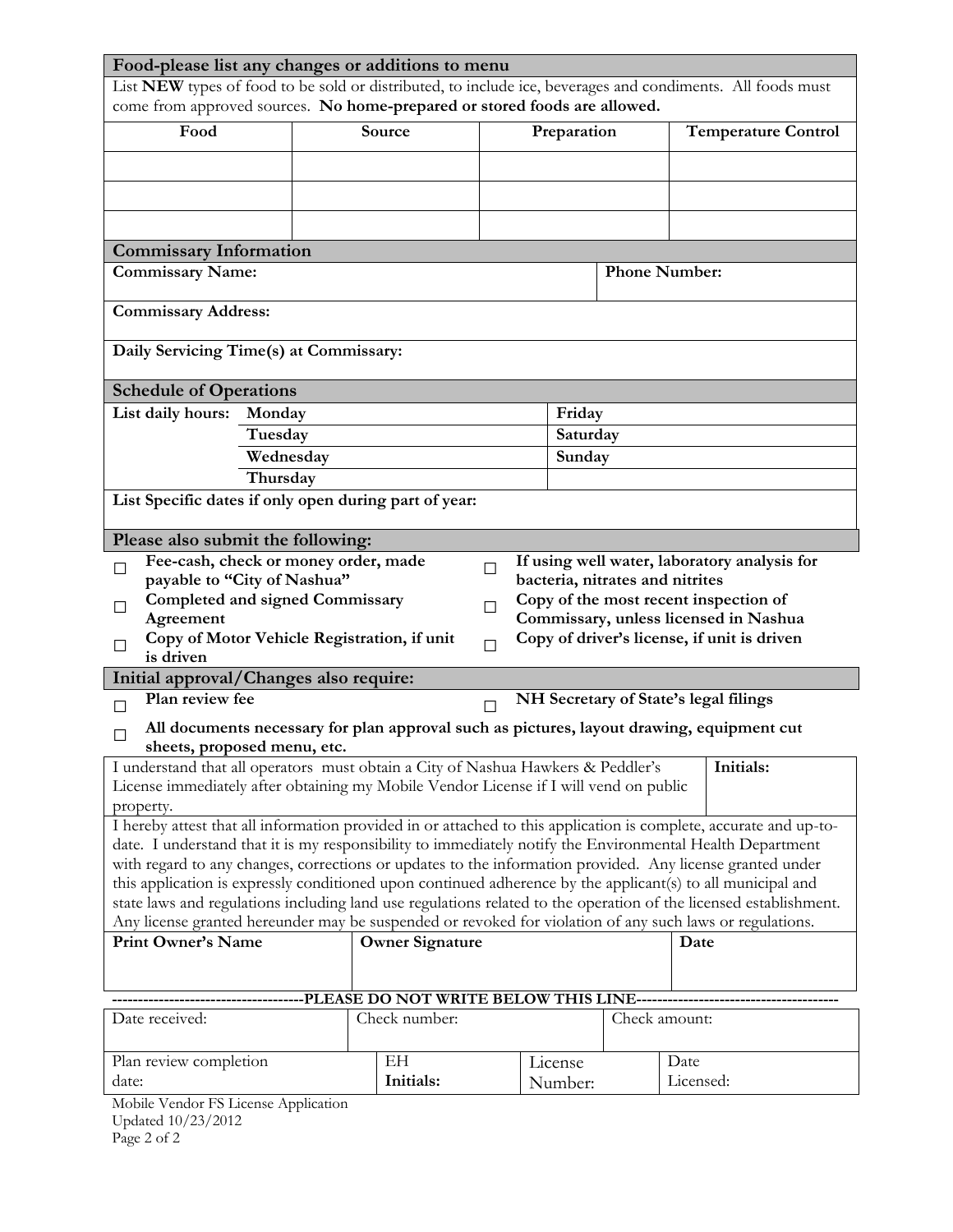## Food-please list any changes or additions to menu

List **NEW** types of food to be sold or distributed, to include ice, beverages and condiments. All foods must come from approved sources. **No home-prepared or stored foods are allowed.**

| Food | Source | Preparation | Temperature Control |
|---|---|---|---|
| | | | |
| | | | |
| | | | |

## Commissary Information

| **Commissary Name:** | **Phone Number:** |
|---|---|
| **Commissary Address:** | |
| **Daily Servicing Time(s) at Commissary:** | |

## Schedule of Operations

| **List daily hours:** | | | |
|---|---|---|---|
| | **Monday** | **Friday** | |
| | **Tuesday** | **Saturday** | |
| | **Wednesday** | **Sunday** | |
| | **Thursday** | | |

**List Specific dates if only open during part of year:**

## Please also submit the following:

- ☐ **Fee-cash, check or money order, made payable to "City of Nashua"**
- ☐ **Completed and signed Commissary Agreement**
- ☐ **Copy of Motor Vehicle Registration, if unit is driven**
- ☐ **If using well water, laboratory analysis for bacteria, nitrates and nitrites**
- ☐ **Copy of the most recent inspection of Commissary, unless licensed in Nashua**
- ☐ **Copy of driver's license, if unit is driven**

## Initial approval/Changes also require:

- ☐ **Plan review fee**
- ☐ **NH Secretary of State's legal filings**
- ☐ **All documents necessary for plan approval such as pictures, layout drawing, equipment cut sheets, proposed menu, etc.**

| I understand that all operators must obtain a City of Nashua Hawkers & Peddler's License immediately after obtaining my Mobile Vendor License if I will vend on public property. | **Initials:** |
|---|---|

I hereby attest that all information provided in or attached to this application is complete, accurate and up-to-date. I understand that it is my responsibility to immediately notify the Environmental Health Department with regard to any changes, corrections or updates to the information provided. Any license granted under this application is expressly conditioned upon continued adherence by the applicant(s) to all municipal and state laws and regulations including land use regulations related to the operation of the licensed establishment. Any license granted hereunder may be suspended or revoked for violation of any such laws or regulations.

| **Print Owner's Name** | **Owner Signature** | **Date** |
|---|---|---|
| | | |

**------------------------------------PLEASE DO NOT WRITE BELOW THIS LINE---------------------------------------**

| Date received: | Check number: | Check amount: | |
|---|---|---|---|
| Plan review completion date: | EH **Initials:** | License Number: | Date Licensed: |

Mobile Vendor FS License Application
Updated 10/23/2012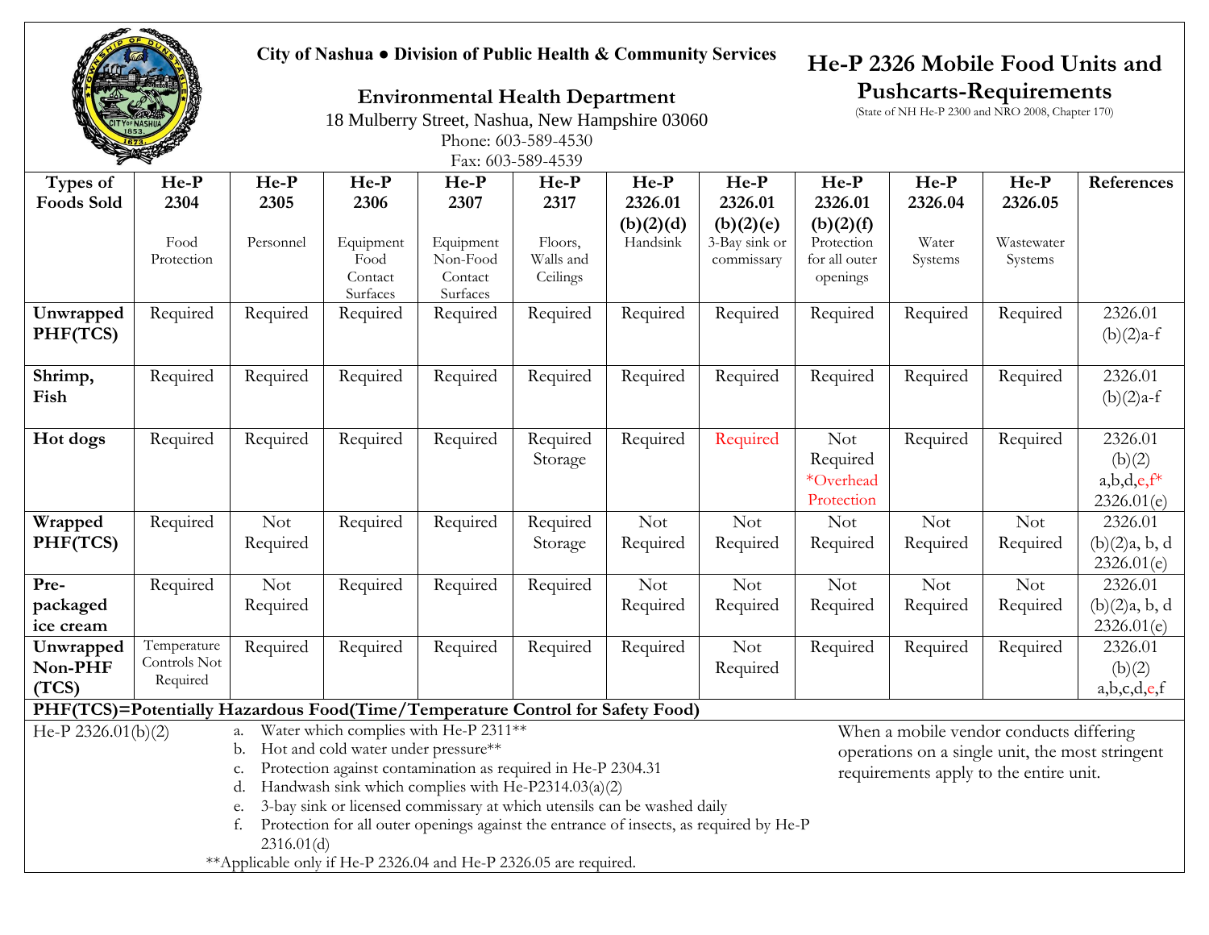City of Nashua ● Division of Public Health & Community Services

**Environmental Health Department**
18 Mulberry Street, Nashua, New Hampshire 03060
Phone: 603-589-4530
Fax: 603-589-4539

# He-P 2326 Mobile Food Units and Pushcarts-Requirements

(State of NH He-P 2300 and NRO 2008, Chapter 170)

| Types of Foods Sold | He-P 2304 Food Protection | He-P 2305 Personnel | He-P 2306 Equipment Food Contact Surfaces | He-P 2307 Equipment Non-Food Contact Surfaces | He-P 2317 Floors, Walls and Ceilings | He-P 2326.01 (b)(2)(d) Handsink | He-P 2326.01 (b)(2)(e) 3-Bay sink or commissary | He-P 2326.01 (b)(2)(f) Protection for all outer openings | He-P 2326.04 Water Systems | He-P 2326.05 Wastewater Systems | References |
|---|---|---|---|---|---|---|---|---|---|---|---|
| **Unwrapped PHF(TCS)** | Required | Required | Required | Required | Required | Required | Required | Required | Required | Required | 2326.01 (b)(2)a-f |
| **Shrimp, Fish** | Required | Required | Required | Required | Required | Required | Required | Required | Required | Required | 2326.01 (b)(2)a-f |
| **Hot dogs** | Required | Required | Required | Required | Required Storage | Required | Required | Not Required *Overhead Protection | Required | Required | 2326.01 (b)(2) a,b,d,e,f* 2326.01(e) |
| **Wrapped PHF(TCS)** | Required | Not Required | Required | Required | Required Storage | Not Required | Not Required | Not Required | Not Required | Not Required | 2326.01 (b)(2)a, b, d 2326.01(e) |
| **Pre-packaged ice cream** | Required | Not Required | Required | Required | Required | Not Required | Not Required | Not Required | Not Required | Not Required | 2326.01 (b)(2)a, b, d 2326.01(e) |
| **Unwrapped Non-PHF (TCS)** | Temperature Controls Not Required | Required | Required | Required | Required | Required | Not Required | Required | Required | Required | 2326.01 (b)(2) a,b,c,d,e,f |

**PHF(TCS)=Potentially Hazardous Food(Time/Temperature Control for Safety Food)**

He-P 2326.01(b)(2)

a. Water which complies with He-P 2311**
b. Hot and cold water under pressure**
c. Protection against contamination as required in He-P 2304.31
d. Handwash sink which complies with He-P2314.03(a)(2)
e. 3-bay sink or licensed commissary at which utensils can be washed daily
f. Protection for all outer openings against the entrance of insects, as required by He-P 2316.01(d)

**Applicable only if He-P 2326.04 and He-P 2326.05 are required.

When a mobile vendor conducts differing operations on a single unit, the most stringent requirements apply to the entire unit.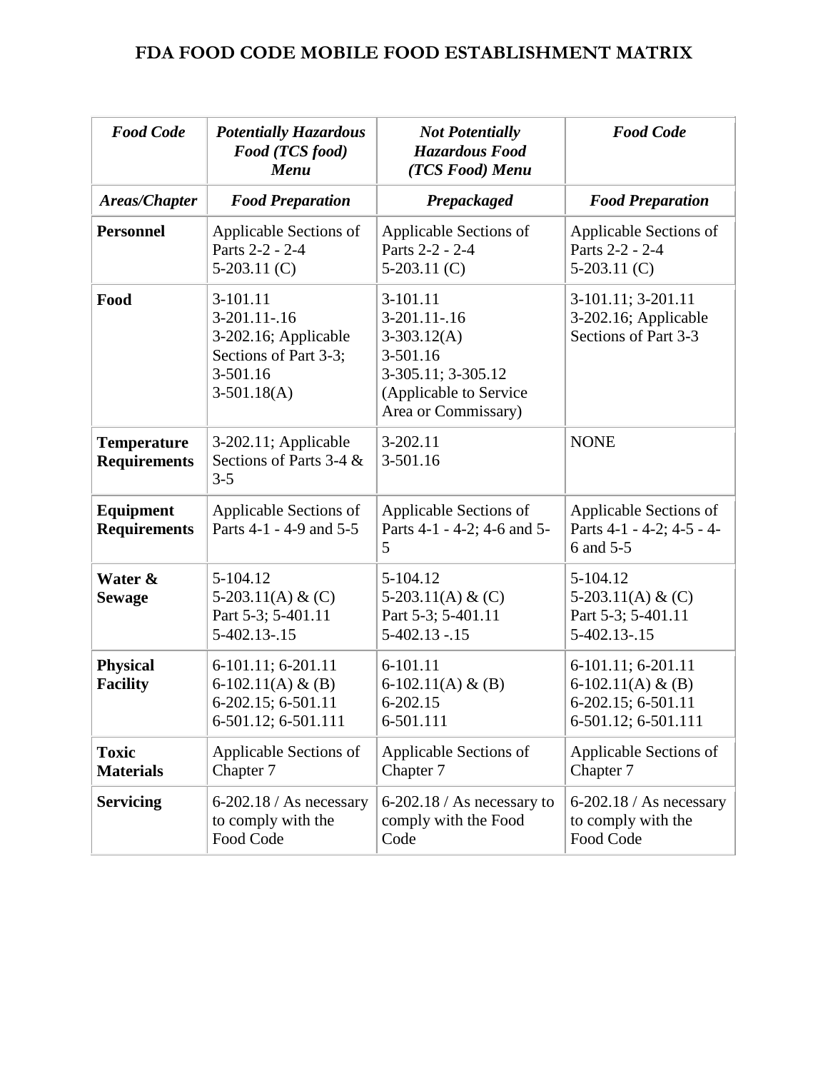# FDA FOOD CODE MOBILE FOOD ESTABLISHMENT MATRIX

| ***Food Code*** | ***Potentially Hazardous Food (TCS food) Menu*** | ***Not Potentially Hazardous Food (TCS Food) Menu*** | ***Food Code*** |
|---|---|---|---|
| ***Areas/Chapter*** | ***Food Preparation*** | ***Prepackaged*** | ***Food Preparation*** |
| **Personnel** | Applicable Sections of Parts 2-2 - 2-4<br>5-203.11 (C) | Applicable Sections of Parts 2-2 - 2-4<br>5-203.11 (C) | Applicable Sections of Parts 2-2 - 2-4<br>5-203.11 (C) |
| **Food** | 3-101.11<br>3-201.11-.16<br>3-202.16; Applicable Sections of Part 3-3;<br>3-501.16<br>3-501.18(A) | 3-101.11<br>3-201.11-.16<br>3-303.12(A)<br>3-501.16<br>3-305.11; 3-305.12<br>(Applicable to Service Area or Commissary) | 3-101.11; 3-201.11<br>3-202.16; Applicable Sections of Part 3-3 |
| **Temperature Requirements** | 3-202.11; Applicable Sections of Parts 3-4 & 3-5 | 3-202.11<br>3-501.16 | NONE |
| **Equipment Requirements** | Applicable Sections of Parts 4-1 - 4-9 and 5-5 | Applicable Sections of Parts 4-1 - 4-2; 4-6 and 5-5 | Applicable Sections of Parts 4-1 - 4-2; 4-5 - 4-6 and 5-5 |
| **Water & Sewage** | 5-104.12<br>5-203.11(A) & (C)<br>Part 5-3; 5-401.11<br>5-402.13-.15 | 5-104.12<br>5-203.11(A) & (C)<br>Part 5-3; 5-401.11<br>5-402.13 -.15 | 5-104.12<br>5-203.11(A) & (C)<br>Part 5-3; 5-401.11<br>5-402.13-.15 |
| **Physical Facility** | 6-101.11; 6-201.11<br>6-102.11(A) & (B)<br>6-202.15; 6-501.11<br>6-501.12; 6-501.111 | 6-101.11<br>6-102.11(A) & (B)<br>6-202.15<br>6-501.111 | 6-101.11; 6-201.11<br>6-102.11(A) & (B)<br>6-202.15; 6-501.11<br>6-501.12; 6-501.111 |
| **Toxic Materials** | Applicable Sections of Chapter 7 | Applicable Sections of Chapter 7 | Applicable Sections of Chapter 7 |
| **Servicing** | 6-202.18 / As necessary to comply with the Food Code | 6-202.18 / As necessary to comply with the Food Code | 6-202.18 / As necessary to comply with the Food Code |